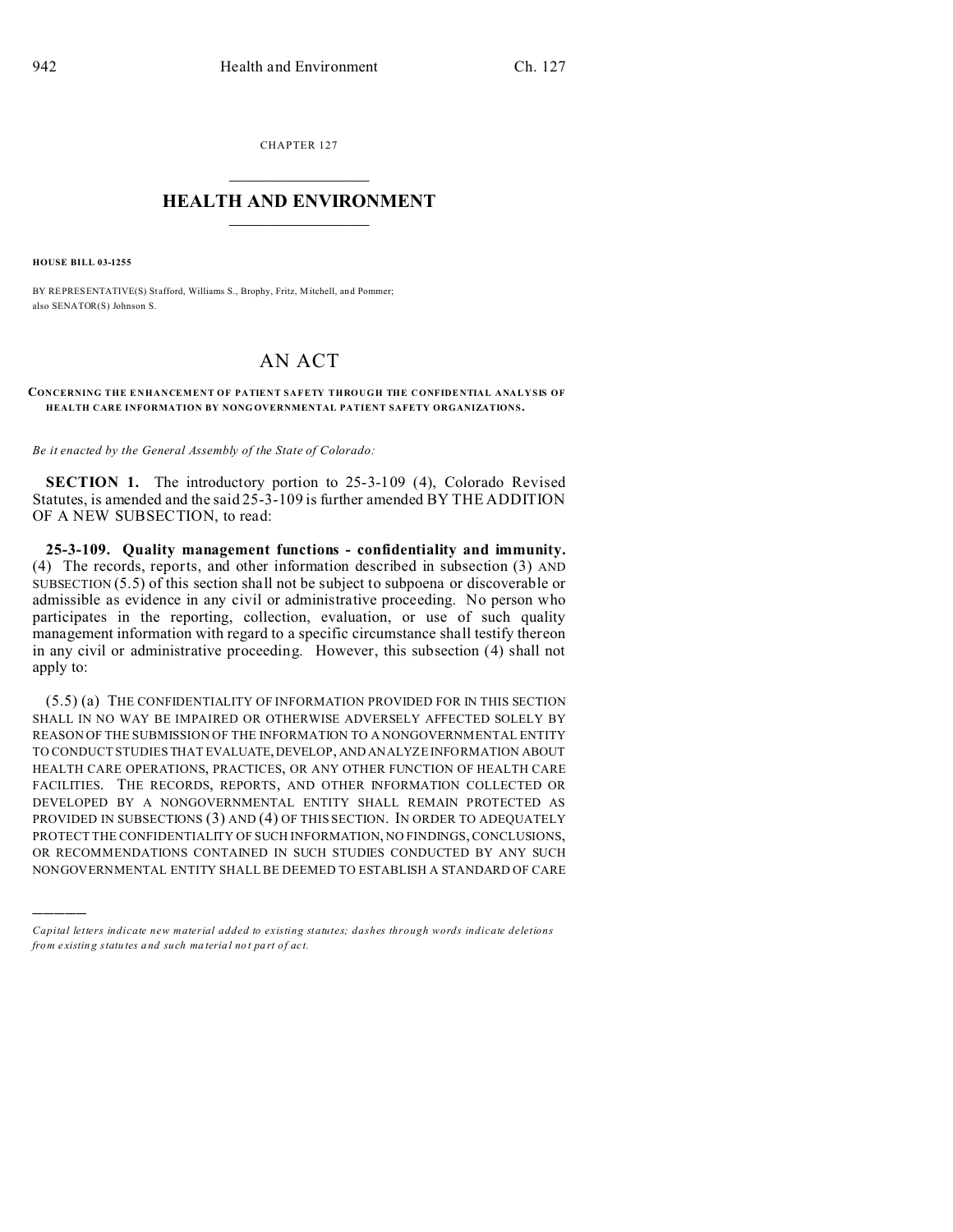CHAPTER 127

# HEALTH AND ENVIRONMENT

**HOUSE BILL 03-1255**

BY REPRESENTATIVE(S) Stafford, Williams S., Brophy, Fritz, Mitchell, and Pommer;
also SENATOR(S) Johnson S.

## AN ACT

**CONCERNING THE ENHANCEMENT OF PATIENT SAFETY THROUGH THE CONFIDENTIAL ANALYSIS OF HEALTH CARE INFORMATION BY NONGOVERNMENTAL PATIENT SAFETY ORGANIZATIONS.**

*Be it enacted by the General Assembly of the State of Colorado:*

**SECTION 1.** The introductory portion to 25-3-109 (4), Colorado Revised Statutes, is amended and the said 25-3-109 is further amended BY THE ADDITION OF A NEW SUBSECTION, to read:

**25-3-109. Quality management functions - confidentiality and immunity.** (4) The records, reports, and other information described in subsection (3) AND SUBSECTION (5.5) of this section shall not be subject to subpoena or discoverable or admissible as evidence in any civil or administrative proceeding. No person who participates in the reporting, collection, evaluation, or use of such quality management information with regard to a specific circumstance shall testify thereon in any civil or administrative proceeding. However, this subsection (4) shall not apply to:

(5.5) (a) THE CONFIDENTIALITY OF INFORMATION PROVIDED FOR IN THIS SECTION SHALL IN NO WAY BE IMPAIRED OR OTHERWISE ADVERSELY AFFECTED SOLELY BY REASON OF THE SUBMISSION OF THE INFORMATION TO A NONGOVERNMENTAL ENTITY TO CONDUCT STUDIES THAT EVALUATE, DEVELOP, AND ANALYZE INFORMATION ABOUT HEALTH CARE OPERATIONS, PRACTICES, OR ANY OTHER FUNCTION OF HEALTH CARE FACILITIES. THE RECORDS, REPORTS, AND OTHER INFORMATION COLLECTED OR DEVELOPED BY A NONGOVERNMENTAL ENTITY SHALL REMAIN PROTECTED AS PROVIDED IN SUBSECTIONS (3) AND (4) OF THIS SECTION. IN ORDER TO ADEQUATELY PROTECT THE CONFIDENTIALITY OF SUCH INFORMATION, NO FINDINGS, CONCLUSIONS, OR RECOMMENDATIONS CONTAINED IN SUCH STUDIES CONDUCTED BY ANY SUCH NONGOVERNMENTAL ENTITY SHALL BE DEEMED TO ESTABLISH A STANDARD OF CARE

---

*Capital letters indicate new material added to existing statutes; dashes through words indicate deletions from existing statutes and such material not part of act.*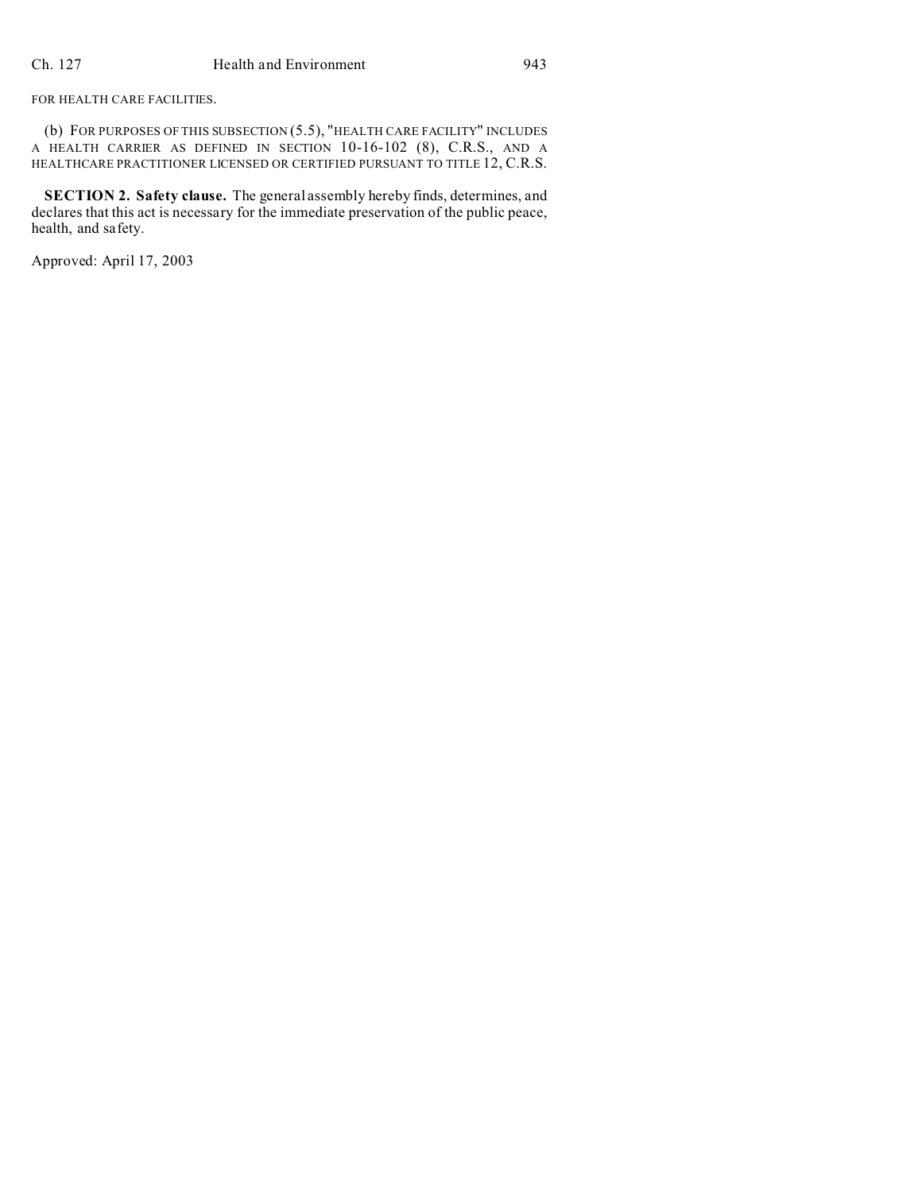FOR HEALTH CARE FACILITIES.

(b) FOR PURPOSES OF THIS SUBSECTION (5.5), "HEALTH CARE FACILITY" INCLUDES A HEALTH CARRIER AS DEFINED IN SECTION 10-16-102 (8), C.R.S., AND A HEALTHCARE PRACTITIONER LICENSED OR CERTIFIED PURSUANT TO TITLE 12, C.R.S.

**SECTION 2. Safety clause.** The general assembly hereby finds, determines, and declares that this act is necessary for the immediate preservation of the public peace, health, and safety.

Approved: April 17, 2003